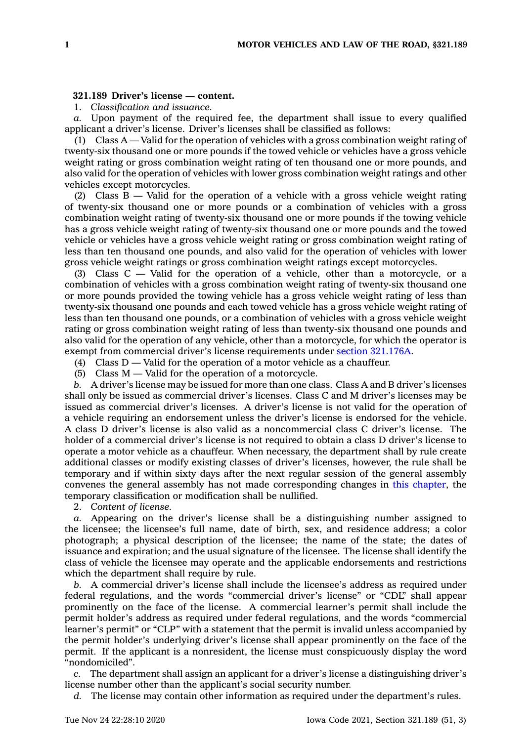**321.189 Driver's license — content.**

1. *Classification and issuance.*

*a.* Upon payment of the required fee, the department shall issue to every qualified applicant a driver's license. Driver's licenses shall be classified as follows:

(1) Class A — Valid for the operation of vehicles with a gross combination weight rating of twenty-six thousand one or more pounds if the towed vehicle or vehicles have a gross vehicle weight rating or gross combination weight rating of ten thousand one or more pounds, and also valid for the operation of vehicles with lower gross combination weight ratings and other vehicles except motorcycles.

(2) Class B — Valid for the operation of a vehicle with a gross vehicle weight rating of twenty-six thousand one or more pounds or a combination of vehicles with a gross combination weight rating of twenty-six thousand one or more pounds if the towing vehicle has a gross vehicle weight rating of twenty-six thousand one or more pounds and the towed vehicle or vehicles have a gross vehicle weight rating or gross combination weight rating of less than ten thousand one pounds, and also valid for the operation of vehicles with lower gross vehicle weight ratings or gross combination weight ratings except motorcycles.

(3) Class C — Valid for the operation of a vehicle, other than a motorcycle, or a combination of vehicles with a gross combination weight rating of twenty-six thousand one or more pounds provided the towing vehicle has a gross vehicle weight rating of less than twenty-six thousand one pounds and each towed vehicle has a gross vehicle weight rating of less than ten thousand one pounds, or a combination of vehicles with a gross vehicle weight rating or gross combination weight rating of less than twenty-six thousand one pounds and also valid for the operation of any vehicle, other than a motorcycle, for which the operator is exempt from commercial driver's license requirements under section 321.176A.

(4) Class D — Valid for the operation of a motor vehicle as a chauffeur.

(5) Class M — Valid for the operation of a motorcycle.

*b.* A driver's license may be issued for more than one class. Class A and B driver's licenses shall only be issued as commercial driver's licenses. Class C and M driver's licenses may be issued as commercial driver's licenses. A driver's license is not valid for the operation of a vehicle requiring an endorsement unless the driver's license is endorsed for the vehicle. A class D driver's license is also valid as a noncommercial class C driver's license. The holder of a commercial driver's license is not required to obtain a class D driver's license to operate a motor vehicle as a chauffeur. When necessary, the department shall by rule create additional classes or modify existing classes of driver's licenses, however, the rule shall be temporary and if within sixty days after the next regular session of the general assembly convenes the general assembly has not made corresponding changes in this chapter, the temporary classification or modification shall be nullified.

2. *Content of license.*

*a.* Appearing on the driver's license shall be a distinguishing number assigned to the licensee; the licensee's full name, date of birth, sex, and residence address; a color photograph; a physical description of the licensee; the name of the state; the dates of issuance and expiration; and the usual signature of the licensee. The license shall identify the class of vehicle the licensee may operate and the applicable endorsements and restrictions which the department shall require by rule.

*b.* A commercial driver's license shall include the licensee's address as required under federal regulations, and the words "commercial driver's license" or "CDL" shall appear prominently on the face of the license. A commercial learner's permit shall include the permit holder's address as required under federal regulations, and the words "commercial learner's permit" or "CLP" with a statement that the permit is invalid unless accompanied by the permit holder's underlying driver's license shall appear prominently on the face of the permit. If the applicant is a nonresident, the license must conspicuously display the word "nondomiciled".

*c.* The department shall assign an applicant for a driver's license a distinguishing driver's license number other than the applicant's social security number.

*d.* The license may contain other information as required under the department's rules.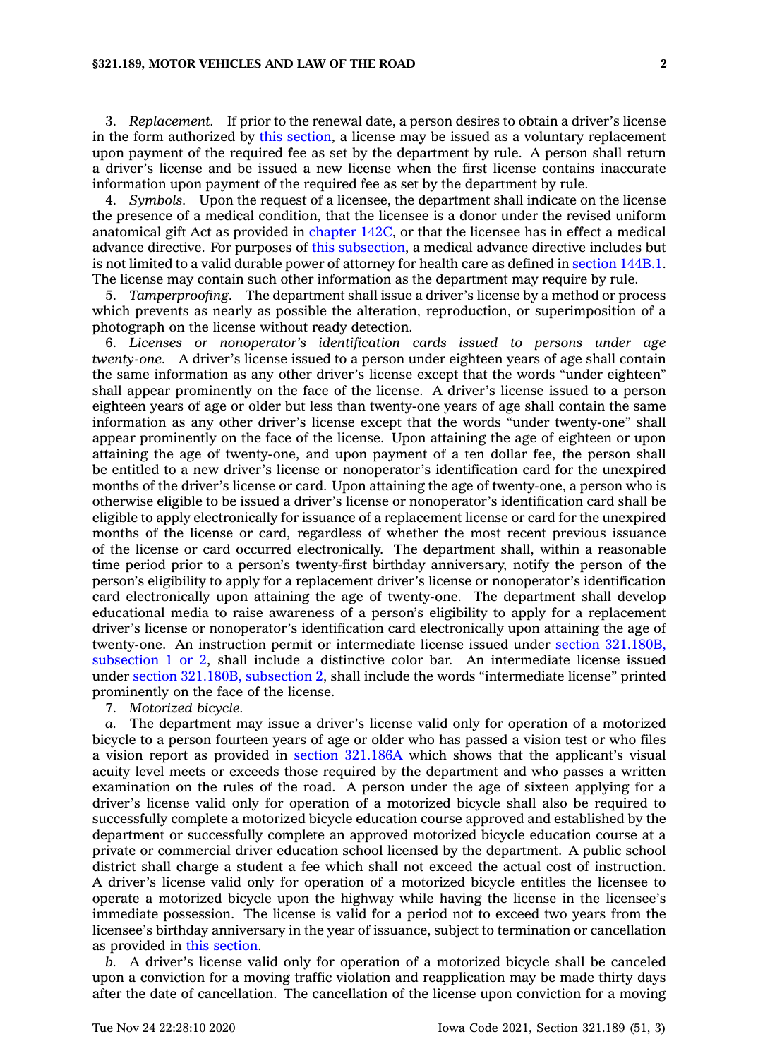3. *Replacement.* If prior to the renewal date, a person desires to obtain a driver's license in the form authorized by this section, a license may be issued as a voluntary replacement upon payment of the required fee as set by the department by rule. A person shall return a driver's license and be issued a new license when the first license contains inaccurate information upon payment of the required fee as set by the department by rule.

4. *Symbols.* Upon the request of a licensee, the department shall indicate on the license the presence of a medical condition, that the licensee is a donor under the revised uniform anatomical gift Act as provided in chapter 142C, or that the licensee has in effect a medical advance directive. For purposes of this subsection, a medical advance directive includes but is not limited to a valid durable power of attorney for health care as defined in section 144B.1. The license may contain such other information as the department may require by rule.

5. *Tamperproofing.* The department shall issue a driver's license by a method or process which prevents as nearly as possible the alteration, reproduction, or superimposition of a photograph on the license without ready detection.

6. *Licenses or nonoperator's identification cards issued to persons under age twenty-one.* A driver's license issued to a person under eighteen years of age shall contain the same information as any other driver's license except that the words "under eighteen" shall appear prominently on the face of the license. A driver's license issued to a person eighteen years of age or older but less than twenty-one years of age shall contain the same information as any other driver's license except that the words "under twenty-one" shall appear prominently on the face of the license. Upon attaining the age of eighteen or upon attaining the age of twenty-one, and upon payment of a ten dollar fee, the person shall be entitled to a new driver's license or nonoperator's identification card for the unexpired months of the driver's license or card. Upon attaining the age of twenty-one, a person who is otherwise eligible to be issued a driver's license or nonoperator's identification card shall be eligible to apply electronically for issuance of a replacement license or card for the unexpired months of the license or card, regardless of whether the most recent previous issuance of the license or card occurred electronically. The department shall, within a reasonable time period prior to a person's twenty-first birthday anniversary, notify the person of the person's eligibility to apply for a replacement driver's license or nonoperator's identification card electronically upon attaining the age of twenty-one. The department shall develop educational media to raise awareness of a person's eligibility to apply for a replacement driver's license or nonoperator's identification card electronically upon attaining the age of twenty-one. An instruction permit or intermediate license issued under section 321.180B, subsection 1 or 2, shall include a distinctive color bar. An intermediate license issued under section 321.180B, subsection 2, shall include the words "intermediate license" printed prominently on the face of the license.

7. *Motorized bicycle.*

*a.* The department may issue a driver's license valid only for operation of a motorized bicycle to a person fourteen years of age or older who has passed a vision test or who files a vision report as provided in section 321.186A which shows that the applicant's visual acuity level meets or exceeds those required by the department and who passes a written examination on the rules of the road. A person under the age of sixteen applying for a driver's license valid only for operation of a motorized bicycle shall also be required to successfully complete a motorized bicycle education course approved and established by the department or successfully complete an approved motorized bicycle education course at a private or commercial driver education school licensed by the department. A public school district shall charge a student a fee which shall not exceed the actual cost of instruction. A driver's license valid only for operation of a motorized bicycle entitles the licensee to operate a motorized bicycle upon the highway while having the license in the licensee's immediate possession. The license is valid for a period not to exceed two years from the licensee's birthday anniversary in the year of issuance, subject to termination or cancellation as provided in this section.

*b.* A driver's license valid only for operation of a motorized bicycle shall be canceled upon a conviction for a moving traffic violation and reapplication may be made thirty days after the date of cancellation. The cancellation of the license upon conviction for a moving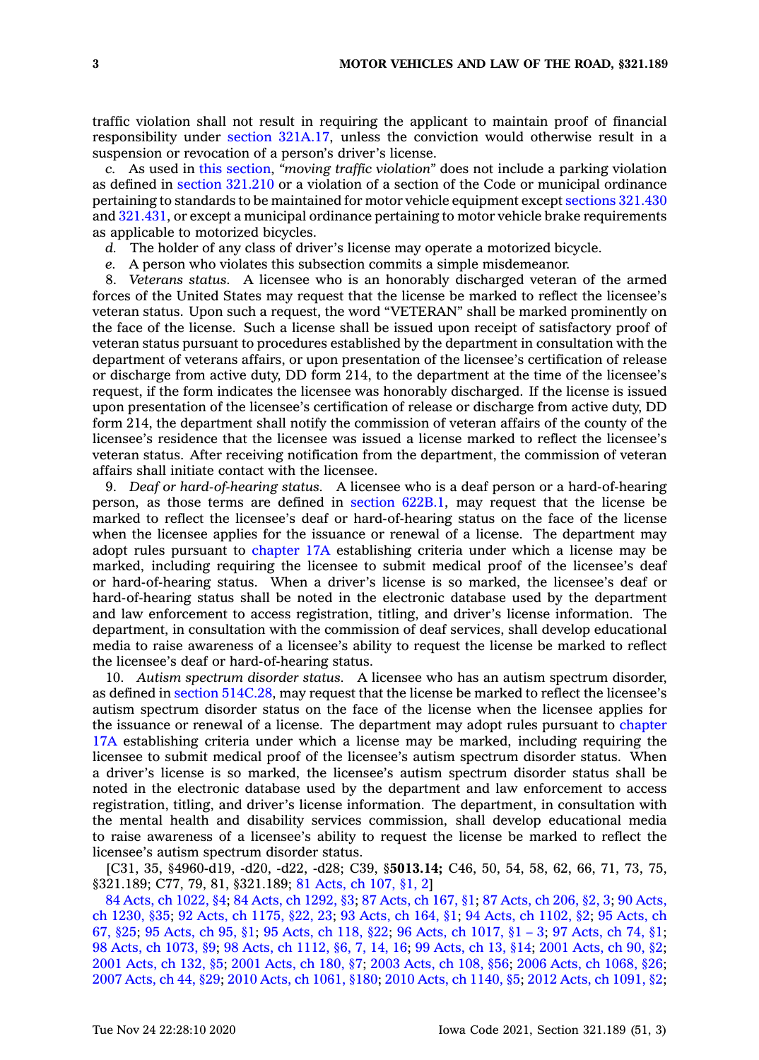traffic violation shall not result in requiring the applicant to maintain proof of financial responsibility under section 321A.17, unless the conviction would otherwise result in a suspension or revocation of a person's driver's license.

*c.* As used in this section, *"moving traffic violation"* does not include a parking violation as defined in section 321.210 or a violation of a section of the Code or municipal ordinance pertaining to standards to be maintained for motor vehicle equipment except sections 321.430 and 321.431, or except a municipal ordinance pertaining to motor vehicle brake requirements as applicable to motorized bicycles.

*d.* The holder of any class of driver's license may operate a motorized bicycle.

*e.* A person who violates this subsection commits a simple misdemeanor.

8. *Veterans status.* A licensee who is an honorably discharged veteran of the armed forces of the United States may request that the license be marked to reflect the licensee's veteran status. Upon such a request, the word "VETERAN" shall be marked prominently on the face of the license. Such a license shall be issued upon receipt of satisfactory proof of veteran status pursuant to procedures established by the department in consultation with the department of veterans affairs, or upon presentation of the licensee's certification of release or discharge from active duty, DD form 214, to the department at the time of the licensee's request, if the form indicates the licensee was honorably discharged. If the license is issued upon presentation of the licensee's certification of release or discharge from active duty, DD form 214, the department shall notify the commission of veteran affairs of the county of the licensee's residence that the licensee was issued a license marked to reflect the licensee's veteran status. After receiving notification from the department, the commission of veteran affairs shall initiate contact with the licensee.

9. *Deaf or hard-of-hearing status.* A licensee who is a deaf person or a hard-of-hearing person, as those terms are defined in section 622B.1, may request that the license be marked to reflect the licensee's deaf or hard-of-hearing status on the face of the license when the licensee applies for the issuance or renewal of a license. The department may adopt rules pursuant to chapter 17A establishing criteria under which a license may be marked, including requiring the licensee to submit medical proof of the licensee's deaf or hard-of-hearing status. When a driver's license is so marked, the licensee's deaf or hard-of-hearing status shall be noted in the electronic database used by the department and law enforcement to access registration, titling, and driver's license information. The department, in consultation with the commission of deaf services, shall develop educational media to raise awareness of a licensee's ability to request the license be marked to reflect the licensee's deaf or hard-of-hearing status.

10. *Autism spectrum disorder status.* A licensee who has an autism spectrum disorder, as defined in section 514C.28, may request that the license be marked to reflect the licensee's autism spectrum disorder status on the face of the license when the licensee applies for the issuance or renewal of a license. The department may adopt rules pursuant to chapter 17A establishing criteria under which a license may be marked, including requiring the licensee to submit medical proof of the licensee's autism spectrum disorder status. When a driver's license is so marked, the licensee's autism spectrum disorder status shall be noted in the electronic database used by the department and law enforcement to access registration, titling, and driver's license information. The department, in consultation with the mental health and disability services commission, shall develop educational media to raise awareness of a licensee's ability to request the license be marked to reflect the licensee's autism spectrum disorder status.

[C31, 35, §4960-d19, -d20, -d22, -d28; C39, §**5013.14;** C46, 50, 54, 58, 62, 66, 71, 73, 75, §321.189; C77, 79, 81, §321.189; 81 Acts, ch 107, §1, 2]

84 Acts, ch 1022, §4; 84 Acts, ch 1292, §3; 87 Acts, ch 167, §1; 87 Acts, ch 206, §2, 3; 90 Acts, ch 1230, §35; 92 Acts, ch 1175, §22, 23; 93 Acts, ch 164, §1; 94 Acts, ch 1102, §2; 95 Acts, ch 67, §25; 95 Acts, ch 95, §1; 95 Acts, ch 118, §22; 96 Acts, ch 1017, §1 – 3; 97 Acts, ch 74, §1; 98 Acts, ch 1073, §9; 98 Acts, ch 1112, §6, 7, 14, 16; 99 Acts, ch 13, §14; 2001 Acts, ch 90, §2; 2001 Acts, ch 132, §5; 2001 Acts, ch 180, §7; 2003 Acts, ch 108, §56; 2006 Acts, ch 1068, §26; 2007 Acts, ch 44, §29; 2010 Acts, ch 1061, §180; 2010 Acts, ch 1140, §5; 2012 Acts, ch 1091, §2;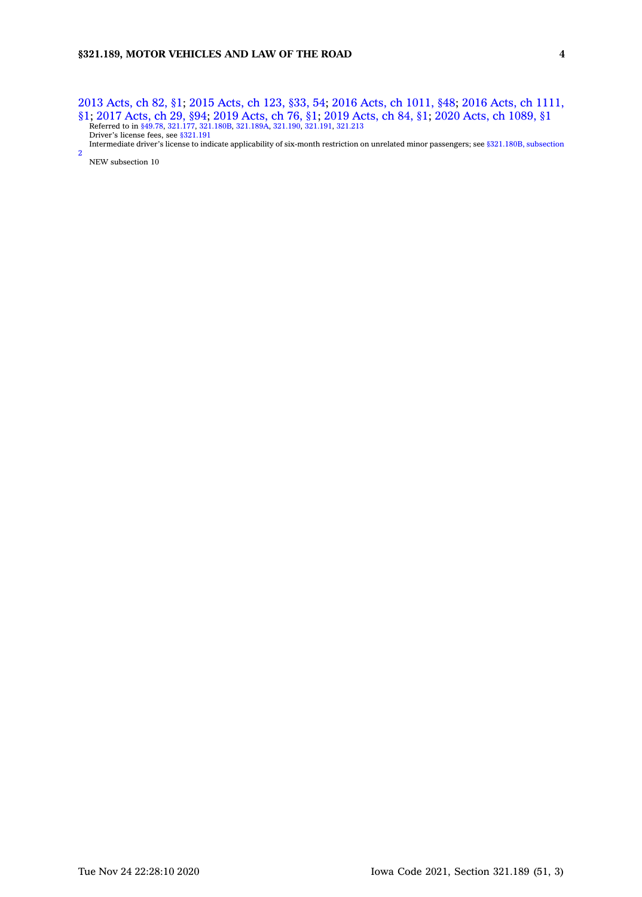2013 Acts, ch 82, §1; 2015 Acts, ch 123, §33, 54; 2016 Acts, ch 1011, §48; 2016 Acts, ch 1111, §1; 2017 Acts, ch 29, §94; 2019 Acts, ch 76, §1; 2019 Acts, ch 84, §1; 2020 Acts, ch 1089, §1

Referred to in §49.78, 321.177, 321.180B, 321.189A, 321.190, 321.191, 321.213

Driver's license fees, see §321.191

Intermediate driver's license to indicate applicability of six-month restriction on unrelated minor passengers; see §321.180B, subsection 2

NEW subsection 10